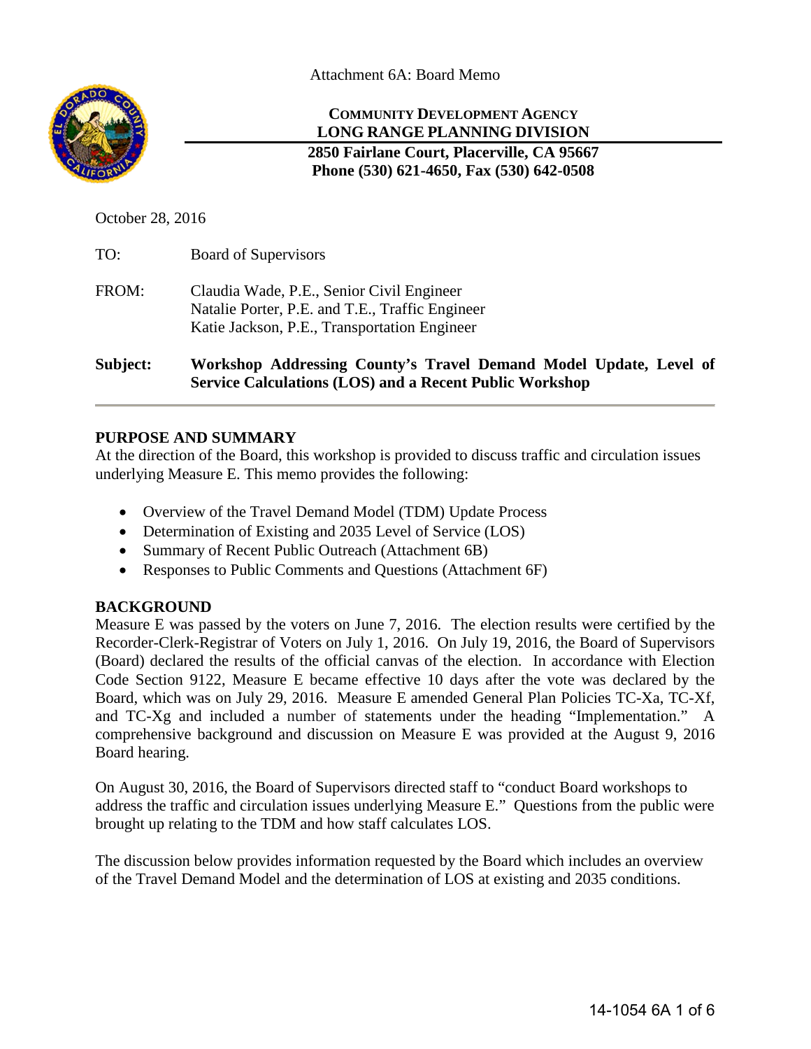Attachment 6A: Board Memo

**COMMUNITY DEVELOPMENT AGENCY**
**LONG RANGE PLANNING DIVISION**
**2850 Fairlane Court, Placerville, CA 95667**
**Phone (530) 621-4650, Fax (530) 642-0508**

October 28, 2016

TO: Board of Supervisors

FROM: Claudia Wade, P.E., Senior Civil Engineer
Natalie Porter, P.E. and T.E., Traffic Engineer
Katie Jackson, P.E., Transportation Engineer

**Subject: Workshop Addressing County's Travel Demand Model Update, Level of Service Calculations (LOS) and a Recent Public Workshop**

## PURPOSE AND SUMMARY

At the direction of the Board, this workshop is provided to discuss traffic and circulation issues underlying Measure E. This memo provides the following:

- Overview of the Travel Demand Model (TDM) Update Process
- Determination of Existing and 2035 Level of Service (LOS)
- Summary of Recent Public Outreach (Attachment 6B)
- Responses to Public Comments and Questions (Attachment 6F)

## BACKGROUND

Measure E was passed by the voters on June 7, 2016. The election results were certified by the Recorder-Clerk-Registrar of Voters on July 1, 2016. On July 19, 2016, the Board of Supervisors (Board) declared the results of the official canvas of the election. In accordance with Election Code Section 9122, Measure E became effective 10 days after the vote was declared by the Board, which was on July 29, 2016. Measure E amended General Plan Policies TC-Xa, TC-Xf, and TC-Xg and included a number of statements under the heading "Implementation." A comprehensive background and discussion on Measure E was provided at the August 9, 2016 Board hearing.

On August 30, 2016, the Board of Supervisors directed staff to "conduct Board workshops to address the traffic and circulation issues underlying Measure E." Questions from the public were brought up relating to the TDM and how staff calculates LOS.

The discussion below provides information requested by the Board which includes an overview of the Travel Demand Model and the determination of LOS at existing and 2035 conditions.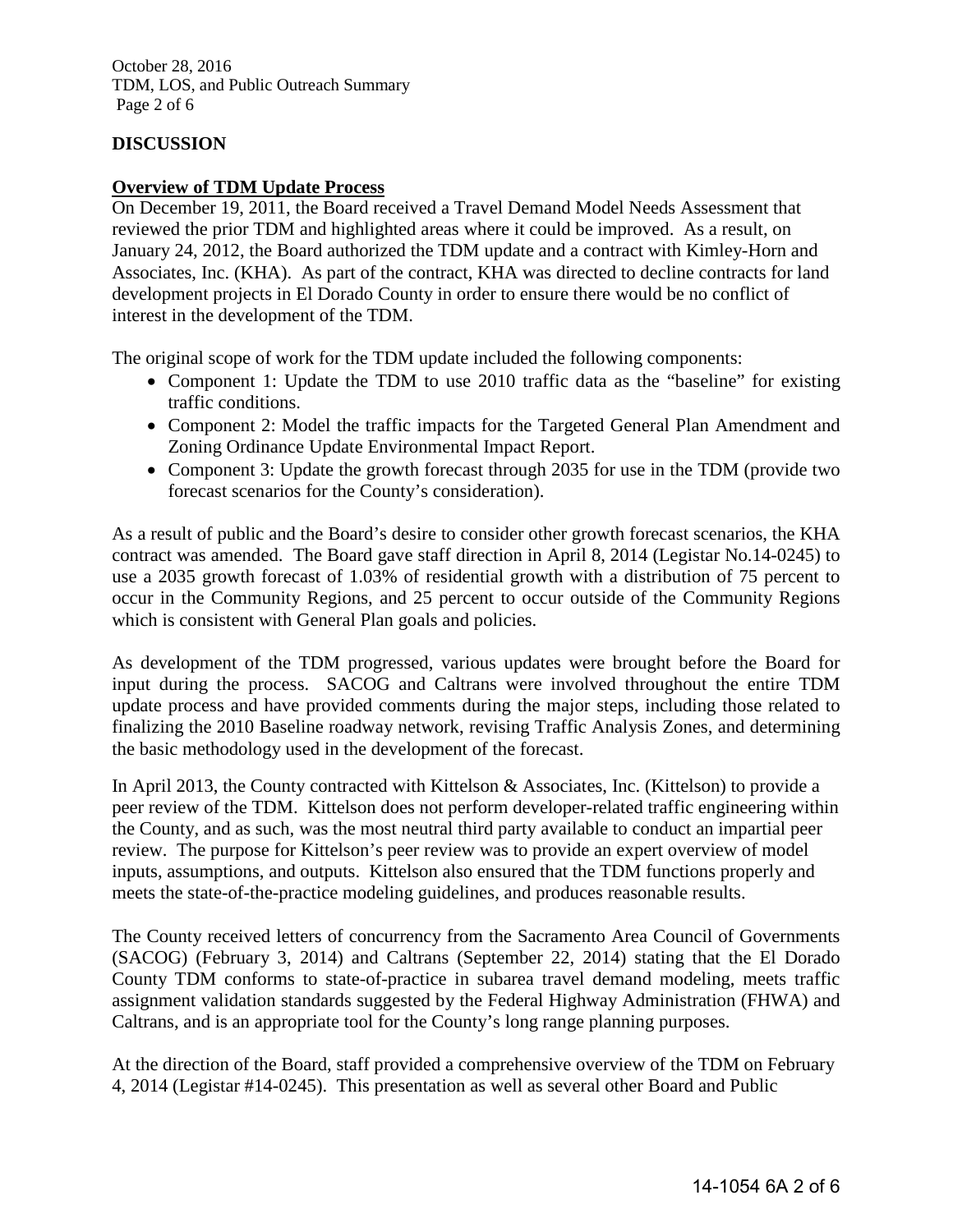## DISCUSSION

### Overview of TDM Update Process

On December 19, 2011, the Board received a Travel Demand Model Needs Assessment that reviewed the prior TDM and highlighted areas where it could be improved. As a result, on January 24, 2012, the Board authorized the TDM update and a contract with Kimley-Horn and Associates, Inc. (KHA). As part of the contract, KHA was directed to decline contracts for land development projects in El Dorado County in order to ensure there would be no conflict of interest in the development of the TDM.

The original scope of work for the TDM update included the following components:

- Component 1: Update the TDM to use 2010 traffic data as the "baseline" for existing traffic conditions.
- Component 2: Model the traffic impacts for the Targeted General Plan Amendment and Zoning Ordinance Update Environmental Impact Report.
- Component 3: Update the growth forecast through 2035 for use in the TDM (provide two forecast scenarios for the County's consideration).

As a result of public and the Board's desire to consider other growth forecast scenarios, the KHA contract was amended. The Board gave staff direction in April 8, 2014 (Legistar No.14-0245) to use a 2035 growth forecast of 1.03% of residential growth with a distribution of 75 percent to occur in the Community Regions, and 25 percent to occur outside of the Community Regions which is consistent with General Plan goals and policies.

As development of the TDM progressed, various updates were brought before the Board for input during the process. SACOG and Caltrans were involved throughout the entire TDM update process and have provided comments during the major steps, including those related to finalizing the 2010 Baseline roadway network, revising Traffic Analysis Zones, and determining the basic methodology used in the development of the forecast.

In April 2013, the County contracted with Kittelson & Associates, Inc. (Kittelson) to provide a peer review of the TDM. Kittelson does not perform developer-related traffic engineering within the County, and as such, was the most neutral third party available to conduct an impartial peer review. The purpose for Kittelson's peer review was to provide an expert overview of model inputs, assumptions, and outputs. Kittelson also ensured that the TDM functions properly and meets the state-of-the-practice modeling guidelines, and produces reasonable results.

The County received letters of concurrency from the Sacramento Area Council of Governments (SACOG) (February 3, 2014) and Caltrans (September 22, 2014) stating that the El Dorado County TDM conforms to state-of-practice in subarea travel demand modeling, meets traffic assignment validation standards suggested by the Federal Highway Administration (FHWA) and Caltrans, and is an appropriate tool for the County's long range planning purposes.

At the direction of the Board, staff provided a comprehensive overview of the TDM on February 4, 2014 (Legistar #14-0245). This presentation as well as several other Board and Public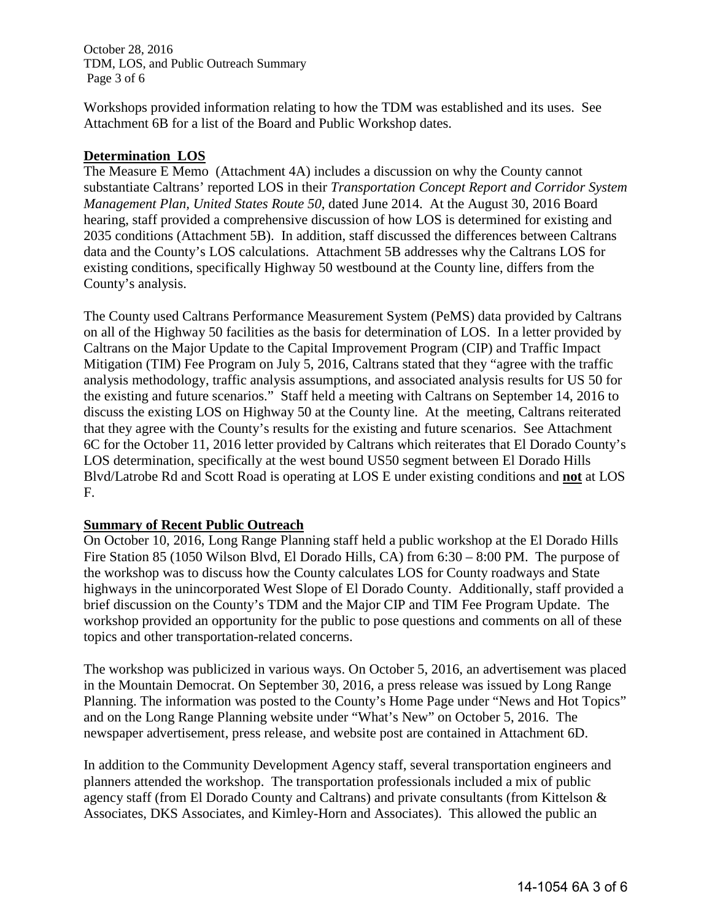Workshops provided information relating to how the TDM was established and its uses. See Attachment 6B for a list of the Board and Public Workshop dates.

## Determination LOS

The Measure E Memo (Attachment 4A) includes a discussion on why the County cannot substantiate Caltrans' reported LOS in their *Transportation Concept Report and Corridor System Management Plan, United States Route 50*, dated June 2014. At the August 30, 2016 Board hearing, staff provided a comprehensive discussion of how LOS is determined for existing and 2035 conditions (Attachment 5B). In addition, staff discussed the differences between Caltrans data and the County's LOS calculations. Attachment 5B addresses why the Caltrans LOS for existing conditions, specifically Highway 50 westbound at the County line, differs from the County's analysis.

The County used Caltrans Performance Measurement System (PeMS) data provided by Caltrans on all of the Highway 50 facilities as the basis for determination of LOS. In a letter provided by Caltrans on the Major Update to the Capital Improvement Program (CIP) and Traffic Impact Mitigation (TIM) Fee Program on July 5, 2016, Caltrans stated that they "agree with the traffic analysis methodology, traffic analysis assumptions, and associated analysis results for US 50 for the existing and future scenarios." Staff held a meeting with Caltrans on September 14, 2016 to discuss the existing LOS on Highway 50 at the County line. At the meeting, Caltrans reiterated that they agree with the County's results for the existing and future scenarios. See Attachment 6C for the October 11, 2016 letter provided by Caltrans which reiterates that El Dorado County's LOS determination, specifically at the west bound US50 segment between El Dorado Hills Blvd/Latrobe Rd and Scott Road is operating at LOS E under existing conditions and **not** at LOS F.

## Summary of Recent Public Outreach

On October 10, 2016, Long Range Planning staff held a public workshop at the El Dorado Hills Fire Station 85 (1050 Wilson Blvd, El Dorado Hills, CA) from 6:30 – 8:00 PM. The purpose of the workshop was to discuss how the County calculates LOS for County roadways and State highways in the unincorporated West Slope of El Dorado County. Additionally, staff provided a brief discussion on the County's TDM and the Major CIP and TIM Fee Program Update. The workshop provided an opportunity for the public to pose questions and comments on all of these topics and other transportation-related concerns.

The workshop was publicized in various ways. On October 5, 2016, an advertisement was placed in the Mountain Democrat. On September 30, 2016, a press release was issued by Long Range Planning. The information was posted to the County's Home Page under "News and Hot Topics" and on the Long Range Planning website under "What's New" on October 5, 2016. The newspaper advertisement, press release, and website post are contained in Attachment 6D.

In addition to the Community Development Agency staff, several transportation engineers and planners attended the workshop. The transportation professionals included a mix of public agency staff (from El Dorado County and Caltrans) and private consultants (from Kittelson & Associates, DKS Associates, and Kimley-Horn and Associates). This allowed the public an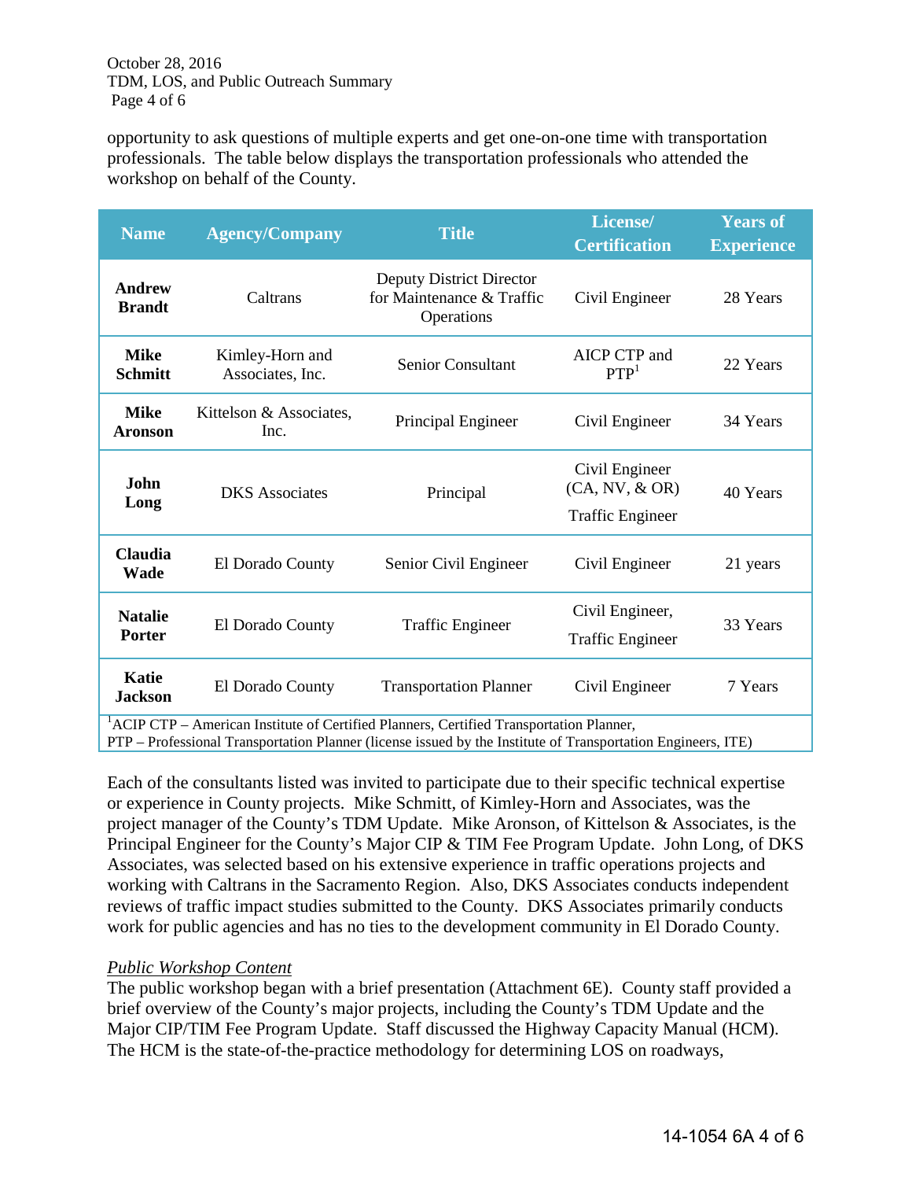opportunity to ask questions of multiple experts and get one-on-one time with transportation professionals. The table below displays the transportation professionals who attended the workshop on behalf of the County.

| Name | Agency/Company | Title | License/ Certification | Years of Experience |
|---|---|---|---|---|
| **Andrew Brandt** | Caltrans | Deputy District Director for Maintenance & Traffic Operations | Civil Engineer | 28 Years |
| **Mike Schmitt** | Kimley-Horn and Associates, Inc. | Senior Consultant | AICP CTP and PTP[1] | 22 Years |
| **Mike Aronson** | Kittelson & Associates, Inc. | Principal Engineer | Civil Engineer | 34 Years |
| **John Long** | DKS Associates | Principal | Civil Engineer (CA, NV, & OR) Traffic Engineer | 40 Years |
| **Claudia Wade** | El Dorado County | Senior Civil Engineer | Civil Engineer | 21 years |
| **Natalie Porter** | El Dorado County | Traffic Engineer | Civil Engineer, Traffic Engineer | 33 Years |
| **Katie Jackson** | El Dorado County | Transportation Planner | Civil Engineer | 7 Years |

[1]ACIP CTP – American Institute of Certified Planners, Certified Transportation Planner,
PTP – Professional Transportation Planner (license issued by the Institute of Transportation Engineers, ITE)

Each of the consultants listed was invited to participate due to their specific technical expertise or experience in County projects. Mike Schmitt, of Kimley-Horn and Associates, was the project manager of the County's TDM Update. Mike Aronson, of Kittelson & Associates, is the Principal Engineer for the County's Major CIP & TIM Fee Program Update. John Long, of DKS Associates, was selected based on his extensive experience in traffic operations projects and working with Caltrans in the Sacramento Region. Also, DKS Associates conducts independent reviews of traffic impact studies submitted to the County. DKS Associates primarily conducts work for public agencies and has no ties to the development community in El Dorado County.

*Public Workshop Content*

The public workshop began with a brief presentation (Attachment 6E). County staff provided a brief overview of the County's major projects, including the County's TDM Update and the Major CIP/TIM Fee Program Update. Staff discussed the Highway Capacity Manual (HCM). The HCM is the state-of-the-practice methodology for determining LOS on roadways,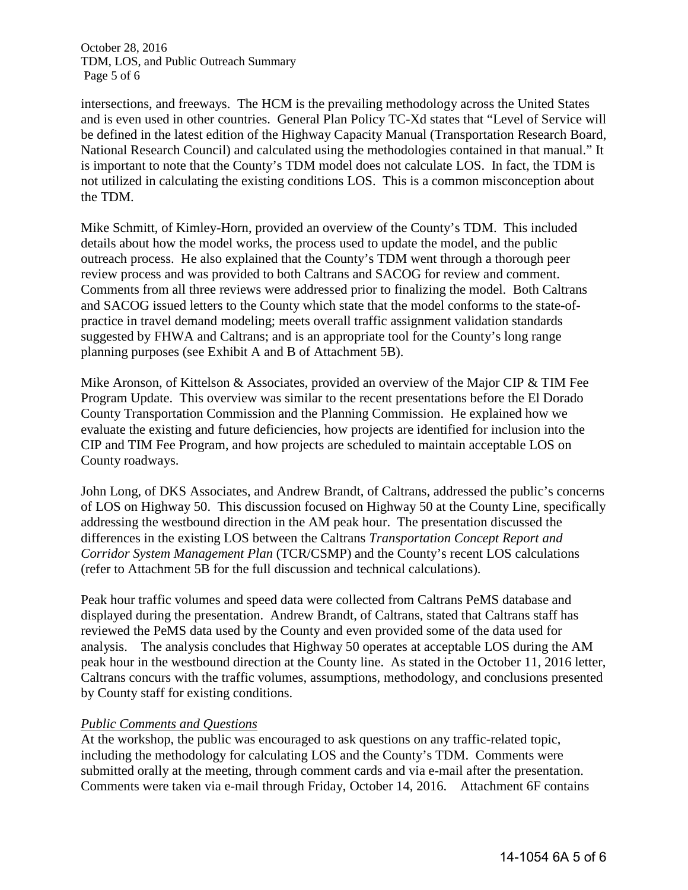intersections, and freeways. The HCM is the prevailing methodology across the United States and is even used in other countries. General Plan Policy TC-Xd states that "Level of Service will be defined in the latest edition of the Highway Capacity Manual (Transportation Research Board, National Research Council) and calculated using the methodologies contained in that manual." It is important to note that the County's TDM model does not calculate LOS. In fact, the TDM is not utilized in calculating the existing conditions LOS. This is a common misconception about the TDM.

Mike Schmitt, of Kimley-Horn, provided an overview of the County's TDM. This included details about how the model works, the process used to update the model, and the public outreach process. He also explained that the County's TDM went through a thorough peer review process and was provided to both Caltrans and SACOG for review and comment. Comments from all three reviews were addressed prior to finalizing the model. Both Caltrans and SACOG issued letters to the County which state that the model conforms to the state-of-practice in travel demand modeling; meets overall traffic assignment validation standards suggested by FHWA and Caltrans; and is an appropriate tool for the County's long range planning purposes (see Exhibit A and B of Attachment 5B).

Mike Aronson, of Kittelson & Associates, provided an overview of the Major CIP & TIM Fee Program Update. This overview was similar to the recent presentations before the El Dorado County Transportation Commission and the Planning Commission. He explained how we evaluate the existing and future deficiencies, how projects are identified for inclusion into the CIP and TIM Fee Program, and how projects are scheduled to maintain acceptable LOS on County roadways.

John Long, of DKS Associates, and Andrew Brandt, of Caltrans, addressed the public's concerns of LOS on Highway 50. This discussion focused on Highway 50 at the County Line, specifically addressing the westbound direction in the AM peak hour. The presentation discussed the differences in the existing LOS between the Caltrans *Transportation Concept Report and Corridor System Management Plan* (TCR/CSMP) and the County's recent LOS calculations (refer to Attachment 5B for the full discussion and technical calculations).

Peak hour traffic volumes and speed data were collected from Caltrans PeMS database and displayed during the presentation. Andrew Brandt, of Caltrans, stated that Caltrans staff has reviewed the PeMS data used by the County and even provided some of the data used for analysis. The analysis concludes that Highway 50 operates at acceptable LOS during the AM peak hour in the westbound direction at the County line. As stated in the October 11, 2016 letter, Caltrans concurs with the traffic volumes, assumptions, methodology, and conclusions presented by County staff for existing conditions.

*Public Comments and Questions*

At the workshop, the public was encouraged to ask questions on any traffic-related topic, including the methodology for calculating LOS and the County's TDM. Comments were submitted orally at the meeting, through comment cards and via e-mail after the presentation. Comments were taken via e-mail through Friday, October 14, 2016. Attachment 6F contains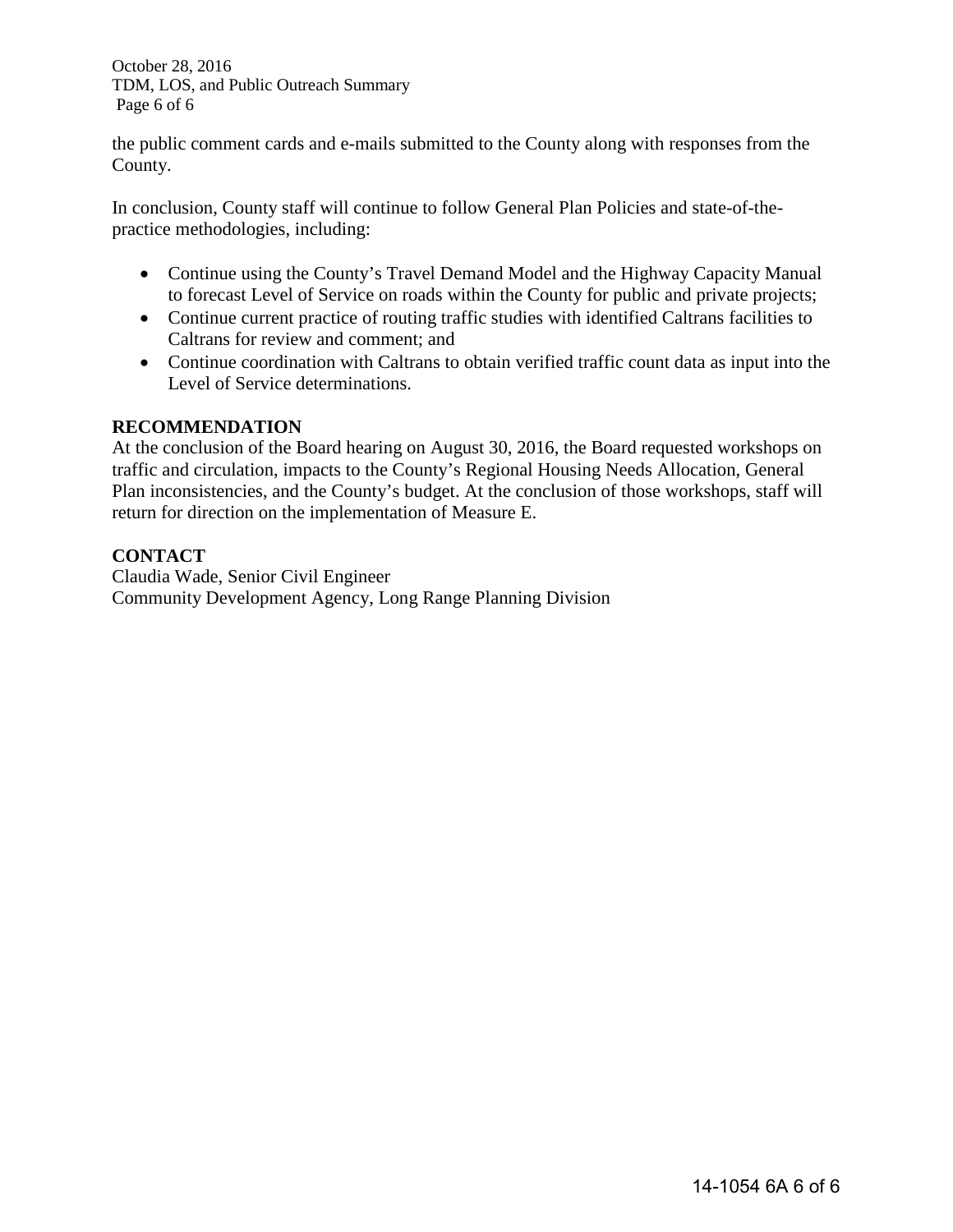the public comment cards and e-mails submitted to the County along with responses from the County.

In conclusion, County staff will continue to follow General Plan Policies and state-of-the-practice methodologies, including:

- Continue using the County's Travel Demand Model and the Highway Capacity Manual to forecast Level of Service on roads within the County for public and private projects;
- Continue current practice of routing traffic studies with identified Caltrans facilities to Caltrans for review and comment; and
- Continue coordination with Caltrans to obtain verified traffic count data as input into the Level of Service determinations.

**RECOMMENDATION**

At the conclusion of the Board hearing on August 30, 2016, the Board requested workshops on traffic and circulation, impacts to the County's Regional Housing Needs Allocation, General Plan inconsistencies, and the County's budget. At the conclusion of those workshops, staff will return for direction on the implementation of Measure E.

**CONTACT**

Claudia Wade, Senior Civil Engineer
Community Development Agency, Long Range Planning Division